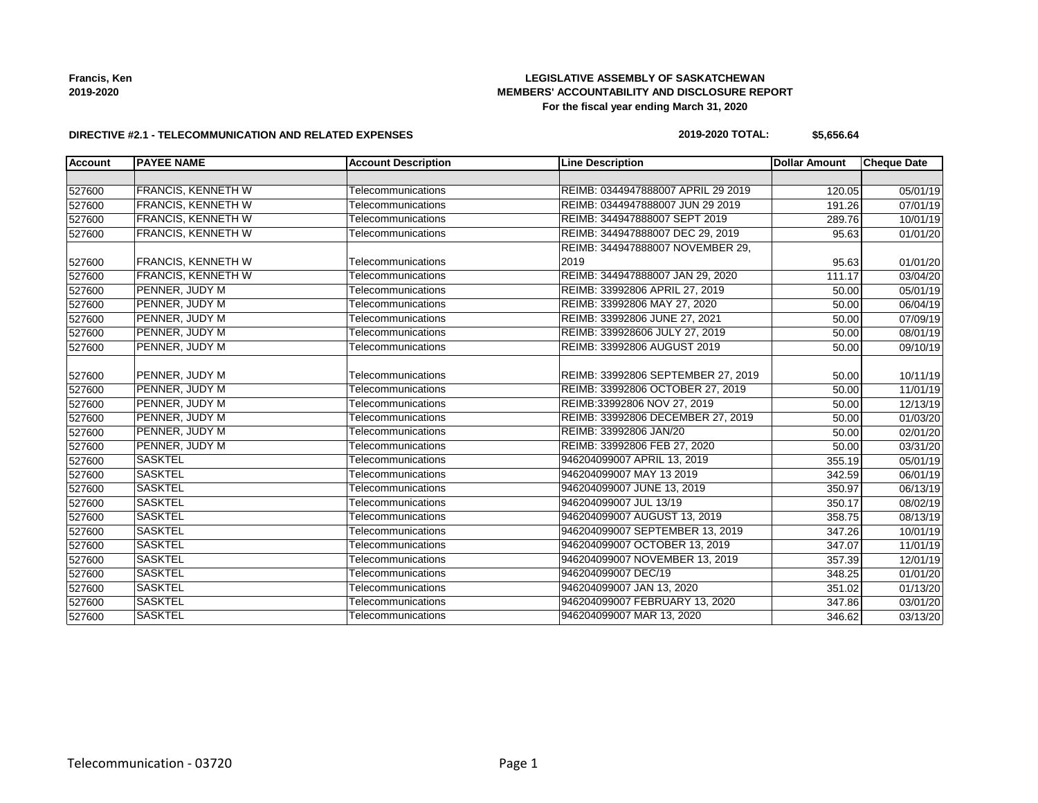**Francis, Ken**
**2019-2020**

**LEGISLATIVE ASSEMBLY OF SASKATCHEWAN**
**MEMBERS' ACCOUNTABILITY AND DISCLOSURE REPORT**
**For the fiscal year ending March 31, 2020**

**DIRECTIVE #2.1 - TELECOMMUNICATION AND RELATED EXPENSES**

**2019-2020 TOTAL: $5,656.64**

| Account | PAYEE NAME | Account Description | Line Description | Dollar Amount | Cheque Date |
|---|---|---|---|---|---|
| | | | | | |
| 527600 | FRANCIS, KENNETH W | Telecommunications | REIMB: 0344947888007 APRIL 29 2019 | 120.05 | 05/01/19 |
| 527600 | FRANCIS, KENNETH W | Telecommunications | REIMB: 0344947888007 JUN 29 2019 | 191.26 | 07/01/19 |
| 527600 | FRANCIS, KENNETH W | Telecommunications | REIMB: 344947888007 SEPT 2019 | 289.76 | 10/01/19 |
| 527600 | FRANCIS, KENNETH W | Telecommunications | REIMB: 344947888007 DEC 29, 2019 | 95.63 | 01/01/20 |
| 527600 | FRANCIS, KENNETH W | Telecommunications | REIMB: 344947888007 NOVEMBER 29, 2019 | 95.63 | 01/01/20 |
| 527600 | FRANCIS, KENNETH W | Telecommunications | REIMB: 344947888007 JAN 29, 2020 | 111.17 | 03/04/20 |
| 527600 | PENNER, JUDY M | Telecommunications | REIMB: 33992806 APRIL 27, 2019 | 50.00 | 05/01/19 |
| 527600 | PENNER, JUDY M | Telecommunications | REIMB: 33992806 MAY 27, 2020 | 50.00 | 06/04/19 |
| 527600 | PENNER, JUDY M | Telecommunications | REIMB: 33992806 JUNE 27, 2021 | 50.00 | 07/09/19 |
| 527600 | PENNER, JUDY M | Telecommunications | REIMB: 339928606 JULY 27, 2019 | 50.00 | 08/01/19 |
| 527600 | PENNER, JUDY M | Telecommunications | REIMB: 33992806 AUGUST 2019 | 50.00 | 09/10/19 |
| 527600 | PENNER, JUDY M | Telecommunications | REIMB: 33992806 SEPTEMBER 27, 2019 | 50.00 | 10/11/19 |
| 527600 | PENNER, JUDY M | Telecommunications | REIMB: 33992806 OCTOBER 27, 2019 | 50.00 | 11/01/19 |
| 527600 | PENNER, JUDY M | Telecommunications | REIMB:33992806 NOV 27, 2019 | 50.00 | 12/13/19 |
| 527600 | PENNER, JUDY M | Telecommunications | REIMB: 33992806 DECEMBER 27, 2019 | 50.00 | 01/03/20 |
| 527600 | PENNER, JUDY M | Telecommunications | REIMB: 33992806 JAN/20 | 50.00 | 02/01/20 |
| 527600 | PENNER, JUDY M | Telecommunications | REIMB: 33992806 FEB 27, 2020 | 50.00 | 03/31/20 |
| 527600 | SASKTEL | Telecommunications | 946204099007 APRIL 13, 2019 | 355.19 | 05/01/19 |
| 527600 | SASKTEL | Telecommunications | 946204099007 MAY 13 2019 | 342.59 | 06/01/19 |
| 527600 | SASKTEL | Telecommunications | 946204099007 JUNE 13, 2019 | 350.97 | 06/13/19 |
| 527600 | SASKTEL | Telecommunications | 946204099007 JUL 13/19 | 350.17 | 08/02/19 |
| 527600 | SASKTEL | Telecommunications | 946204099007 AUGUST 13, 2019 | 358.75 | 08/13/19 |
| 527600 | SASKTEL | Telecommunications | 946204099007 SEPTEMBER 13, 2019 | 347.26 | 10/01/19 |
| 527600 | SASKTEL | Telecommunications | 946204099007 OCTOBER 13, 2019 | 347.07 | 11/01/19 |
| 527600 | SASKTEL | Telecommunications | 946204099007 NOVEMBER 13, 2019 | 357.39 | 12/01/19 |
| 527600 | SASKTEL | Telecommunications | 946204099007 DEC/19 | 348.25 | 01/01/20 |
| 527600 | SASKTEL | Telecommunications | 946204099007 JAN 13, 2020 | 351.02 | 01/13/20 |
| 527600 | SASKTEL | Telecommunications | 946204099007 FEBRUARY 13, 2020 | 347.86 | 03/01/20 |
| 527600 | SASKTEL | Telecommunications | 946204099007 MAR 13, 2020 | 346.62 | 03/13/20 |

Telecommunication - 03720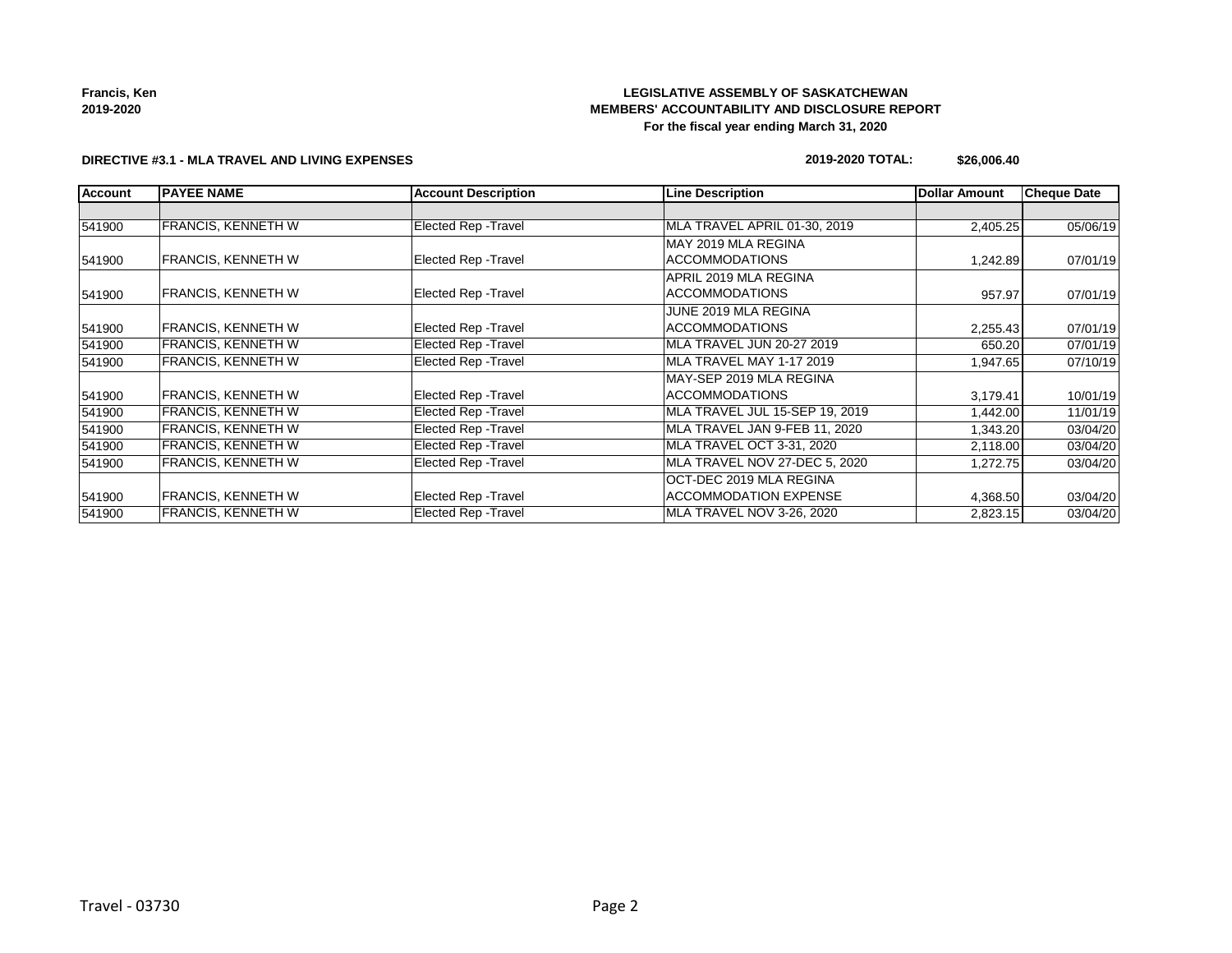**Francis, Ken**
**2019-2020**

**LEGISLATIVE ASSEMBLY OF SASKATCHEWAN**
**MEMBERS' ACCOUNTABILITY AND DISCLOSURE REPORT**
**For the fiscal year ending March 31, 2020**

**DIRECTIVE #3.1 - MLA TRAVEL AND LIVING EXPENSES**

**2019-2020 TOTAL: $26,006.40**

| Account | PAYEE NAME | Account Description | Line Description | Dollar Amount | Cheque Date |
|---|---|---|---|---|---|
| | | | | | |
| 541900 | FRANCIS, KENNETH W | Elected Rep -Travel | MLA TRAVEL APRIL 01-30, 2019 | 2,405.25 | 05/06/19 |
| 541900 | FRANCIS, KENNETH W | Elected Rep -Travel | MAY 2019 MLA REGINA ACCOMMODATIONS | 1,242.89 | 07/01/19 |
| 541900 | FRANCIS, KENNETH W | Elected Rep -Travel | APRIL 2019 MLA REGINA ACCOMMODATIONS | 957.97 | 07/01/19 |
| 541900 | FRANCIS, KENNETH W | Elected Rep -Travel | JUNE 2019 MLA REGINA ACCOMMODATIONS | 2,255.43 | 07/01/19 |
| 541900 | FRANCIS, KENNETH W | Elected Rep -Travel | MLA TRAVEL JUN 20-27 2019 | 650.20 | 07/01/19 |
| 541900 | FRANCIS, KENNETH W | Elected Rep -Travel | MLA TRAVEL MAY 1-17 2019 | 1,947.65 | 07/10/19 |
| 541900 | FRANCIS, KENNETH W | Elected Rep -Travel | MAY-SEP 2019 MLA REGINA ACCOMMODATIONS | 3,179.41 | 10/01/19 |
| 541900 | FRANCIS, KENNETH W | Elected Rep -Travel | MLA TRAVEL JUL 15-SEP 19, 2019 | 1,442.00 | 11/01/19 |
| 541900 | FRANCIS, KENNETH W | Elected Rep -Travel | MLA TRAVEL JAN 9-FEB 11, 2020 | 1,343.20 | 03/04/20 |
| 541900 | FRANCIS, KENNETH W | Elected Rep -Travel | MLA TRAVEL OCT 3-31, 2020 | 2,118.00 | 03/04/20 |
| 541900 | FRANCIS, KENNETH W | Elected Rep -Travel | MLA TRAVEL NOV 27-DEC 5, 2020 | 1,272.75 | 03/04/20 |
| 541900 | FRANCIS, KENNETH W | Elected Rep -Travel | OCT-DEC 2019 MLA REGINA ACCOMMODATION EXPENSE | 4,368.50 | 03/04/20 |
| 541900 | FRANCIS, KENNETH W | Elected Rep -Travel | MLA TRAVEL NOV 3-26, 2020 | 2,823.15 | 03/04/20 |

Travel - 03730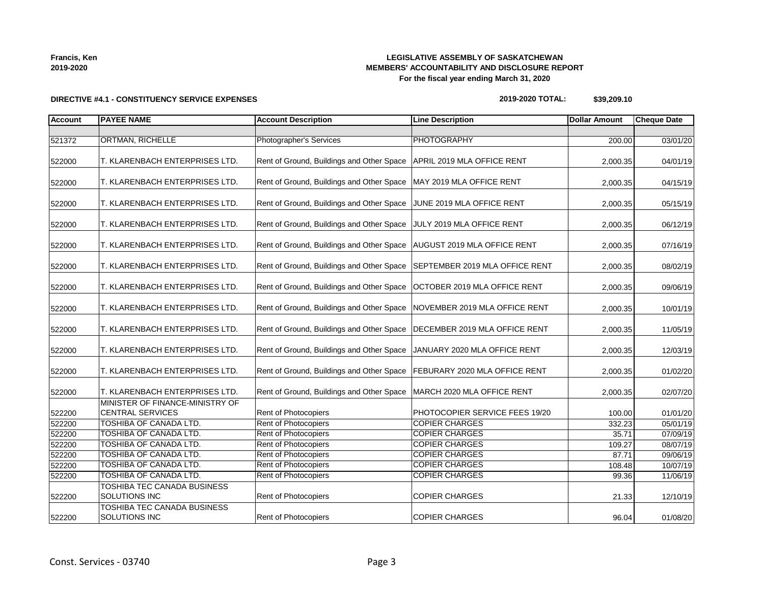**Francis, Ken**
**2019-2020**

**LEGISLATIVE ASSEMBLY OF SASKATCHEWAN**
**MEMBERS' ACCOUNTABILITY AND DISCLOSURE REPORT**
**For the fiscal year ending March 31, 2020**

**DIRECTIVE #4.1 - CONSTITUENCY SERVICE EXPENSES**

**2019-2020 TOTAL: $39,209.10**

| Account | PAYEE NAME | Account Description | Line Description | Dollar Amount | Cheque Date |
|---|---|---|---|---|---|
| | | | | | |
| 521372 | ORTMAN, RICHELLE | Photographer's Services | PHOTOGRAPHY | 200.00 | 03/01/20 |
| 522000 | T. KLARENBACH ENTERPRISES LTD. | Rent of Ground, Buildings and Other Space | APRIL 2019 MLA OFFICE RENT | 2,000.35 | 04/01/19 |
| 522000 | T. KLARENBACH ENTERPRISES LTD. | Rent of Ground, Buildings and Other Space | MAY 2019 MLA OFFICE RENT | 2,000.35 | 04/15/19 |
| 522000 | T. KLARENBACH ENTERPRISES LTD. | Rent of Ground, Buildings and Other Space | JUNE 2019 MLA OFFICE RENT | 2,000.35 | 05/15/19 |
| 522000 | T. KLARENBACH ENTERPRISES LTD. | Rent of Ground, Buildings and Other Space | JULY 2019 MLA OFFICE RENT | 2,000.35 | 06/12/19 |
| 522000 | T. KLARENBACH ENTERPRISES LTD. | Rent of Ground, Buildings and Other Space | AUGUST 2019 MLA OFFICE RENT | 2,000.35 | 07/16/19 |
| 522000 | T. KLARENBACH ENTERPRISES LTD. | Rent of Ground, Buildings and Other Space | SEPTEMBER 2019 MLA OFFICE RENT | 2,000.35 | 08/02/19 |
| 522000 | T. KLARENBACH ENTERPRISES LTD. | Rent of Ground, Buildings and Other Space | OCTOBER 2019 MLA OFFICE RENT | 2,000.35 | 09/06/19 |
| 522000 | T. KLARENBACH ENTERPRISES LTD. | Rent of Ground, Buildings and Other Space | NOVEMBER 2019 MLA OFFICE RENT | 2,000.35 | 10/01/19 |
| 522000 | T. KLARENBACH ENTERPRISES LTD. | Rent of Ground, Buildings and Other Space | DECEMBER 2019 MLA OFFICE RENT | 2,000.35 | 11/05/19 |
| 522000 | T. KLARENBACH ENTERPRISES LTD. | Rent of Ground, Buildings and Other Space | JANUARY 2020 MLA OFFICE RENT | 2,000.35 | 12/03/19 |
| 522000 | T. KLARENBACH ENTERPRISES LTD. | Rent of Ground, Buildings and Other Space | FEBURARY 2020 MLA OFFICE RENT | 2,000.35 | 01/02/20 |
| 522000 | T. KLARENBACH ENTERPRISES LTD. | Rent of Ground, Buildings and Other Space | MARCH 2020 MLA OFFICE RENT | 2,000.35 | 02/07/20 |
| 522200 | MINISTER OF FINANCE-MINISTRY OF CENTRAL SERVICES | Rent of Photocopiers | PHOTOCOPIER SERVICE FEES 19/20 | 100.00 | 01/01/20 |
| 522200 | TOSHIBA OF CANADA LTD. | Rent of Photocopiers | COPIER CHARGES | 332.23 | 05/01/19 |
| 522200 | TOSHIBA OF CANADA LTD. | Rent of Photocopiers | COPIER CHARGES | 35.71 | 07/09/19 |
| 522200 | TOSHIBA OF CANADA LTD. | Rent of Photocopiers | COPIER CHARGES | 109.27 | 08/07/19 |
| 522200 | TOSHIBA OF CANADA LTD. | Rent of Photocopiers | COPIER CHARGES | 87.71 | 09/06/19 |
| 522200 | TOSHIBA OF CANADA LTD. | Rent of Photocopiers | COPIER CHARGES | 108.48 | 10/07/19 |
| 522200 | TOSHIBA OF CANADA LTD. | Rent of Photocopiers | COPIER CHARGES | 99.36 | 11/06/19 |
| 522200 | TOSHIBA TEC CANADA BUSINESS SOLUTIONS INC | Rent of Photocopiers | COPIER CHARGES | 21.33 | 12/10/19 |
| 522200 | TOSHIBA TEC CANADA BUSINESS SOLUTIONS INC | Rent of Photocopiers | COPIER CHARGES | 96.04 | 01/08/20 |

Const. Services - 03740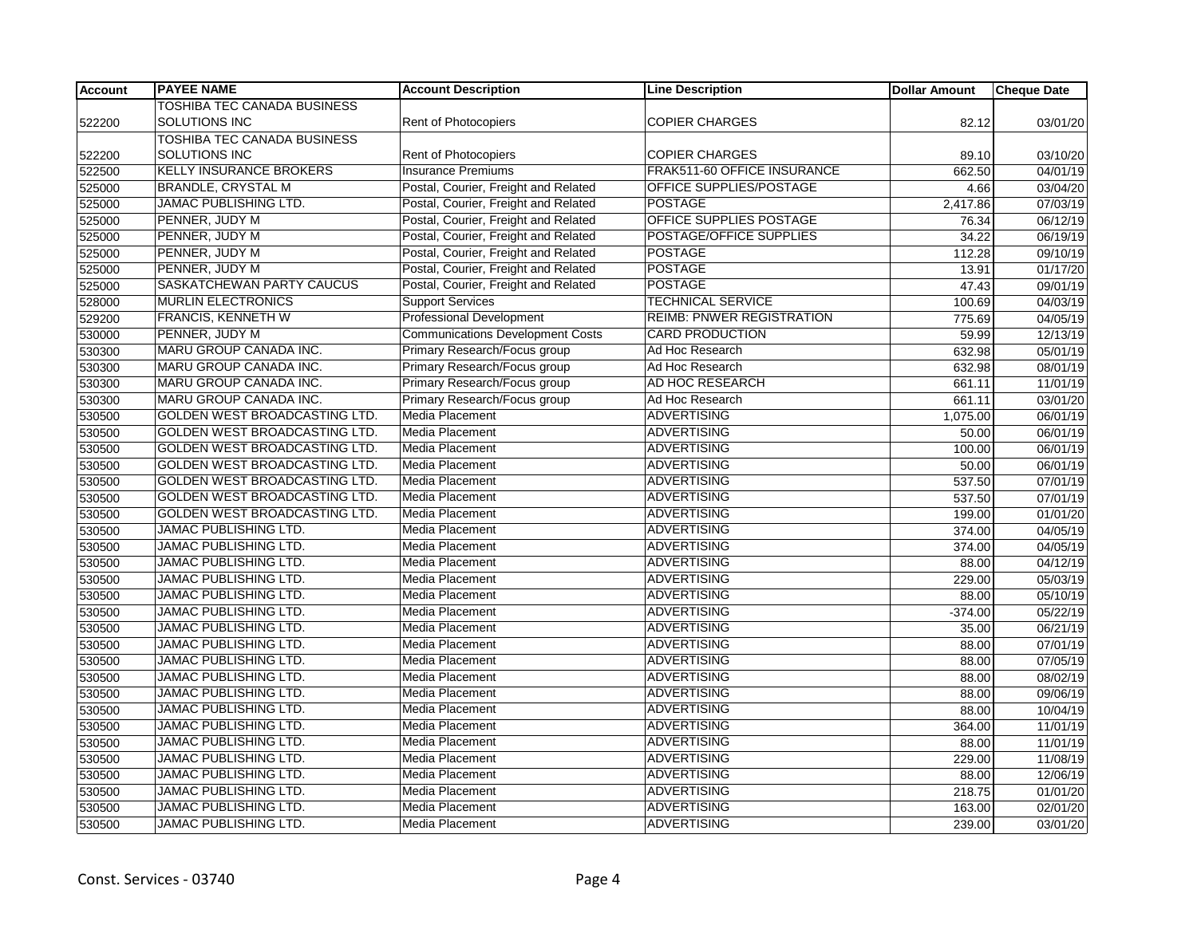| Account | PAYEE NAME | Account Description | Line Description | Dollar Amount | Cheque Date |
|---|---|---|---|---|---|
| 522200 | TOSHIBA TEC CANADA BUSINESS SOLUTIONS INC | Rent of Photocopiers | COPIER CHARGES | 82.12 | 03/01/20 |
| 522200 | TOSHIBA TEC CANADA BUSINESS SOLUTIONS INC | Rent of Photocopiers | COPIER CHARGES | 89.10 | 03/10/20 |
| 522500 | KELLY INSURANCE BROKERS | Insurance Premiums | FRAK511-60 OFFICE INSURANCE | 662.50 | 04/01/19 |
| 525000 | BRANDLE, CRYSTAL M | Postal, Courier, Freight and Related | OFFICE SUPPLIES/POSTAGE | 4.66 | 03/04/20 |
| 525000 | JAMAC PUBLISHING LTD. | Postal, Courier, Freight and Related | POSTAGE | 2,417.86 | 07/03/19 |
| 525000 | PENNER, JUDY M | Postal, Courier, Freight and Related | OFFICE SUPPLIES POSTAGE | 76.34 | 06/12/19 |
| 525000 | PENNER, JUDY M | Postal, Courier, Freight and Related | POSTAGE/OFFICE SUPPLIES | 34.22 | 06/19/19 |
| 525000 | PENNER, JUDY M | Postal, Courier, Freight and Related | POSTAGE | 112.28 | 09/10/19 |
| 525000 | PENNER, JUDY M | Postal, Courier, Freight and Related | POSTAGE | 13.91 | 01/17/20 |
| 525000 | SASKATCHEWAN PARTY CAUCUS | Postal, Courier, Freight and Related | POSTAGE | 47.43 | 09/01/19 |
| 528000 | MURLIN ELECTRONICS | Support Services | TECHNICAL SERVICE | 100.69 | 04/03/19 |
| 529200 | FRANCIS, KENNETH W | Professional Development | REIMB: PNWER REGISTRATION | 775.69 | 04/05/19 |
| 530000 | PENNER, JUDY M | Communications Development Costs | CARD PRODUCTION | 59.99 | 12/13/19 |
| 530300 | MARU GROUP CANADA INC. | Primary Research/Focus group | Ad Hoc Research | 632.98 | 05/01/19 |
| 530300 | MARU GROUP CANADA INC. | Primary Research/Focus group | Ad Hoc Research | 632.98 | 08/01/19 |
| 530300 | MARU GROUP CANADA INC. | Primary Research/Focus group | AD HOC RESEARCH | 661.11 | 11/01/19 |
| 530300 | MARU GROUP CANADA INC. | Primary Research/Focus group | Ad Hoc Research | 661.11 | 03/01/20 |
| 530500 | GOLDEN WEST BROADCASTING LTD. | Media Placement | ADVERTISING | 1,075.00 | 06/01/19 |
| 530500 | GOLDEN WEST BROADCASTING LTD. | Media Placement | ADVERTISING | 50.00 | 06/01/19 |
| 530500 | GOLDEN WEST BROADCASTING LTD. | Media Placement | ADVERTISING | 100.00 | 06/01/19 |
| 530500 | GOLDEN WEST BROADCASTING LTD. | Media Placement | ADVERTISING | 50.00 | 06/01/19 |
| 530500 | GOLDEN WEST BROADCASTING LTD. | Media Placement | ADVERTISING | 537.50 | 07/01/19 |
| 530500 | GOLDEN WEST BROADCASTING LTD. | Media Placement | ADVERTISING | 537.50 | 07/01/19 |
| 530500 | GOLDEN WEST BROADCASTING LTD. | Media Placement | ADVERTISING | 199.00 | 01/01/20 |
| 530500 | JAMAC PUBLISHING LTD. | Media Placement | ADVERTISING | 374.00 | 04/05/19 |
| 530500 | JAMAC PUBLISHING LTD. | Media Placement | ADVERTISING | 374.00 | 04/05/19 |
| 530500 | JAMAC PUBLISHING LTD. | Media Placement | ADVERTISING | 88.00 | 04/12/19 |
| 530500 | JAMAC PUBLISHING LTD. | Media Placement | ADVERTISING | 229.00 | 05/03/19 |
| 530500 | JAMAC PUBLISHING LTD. | Media Placement | ADVERTISING | 88.00 | 05/10/19 |
| 530500 | JAMAC PUBLISHING LTD. | Media Placement | ADVERTISING | -374.00 | 05/22/19 |
| 530500 | JAMAC PUBLISHING LTD. | Media Placement | ADVERTISING | 35.00 | 06/21/19 |
| 530500 | JAMAC PUBLISHING LTD. | Media Placement | ADVERTISING | 88.00 | 07/01/19 |
| 530500 | JAMAC PUBLISHING LTD. | Media Placement | ADVERTISING | 88.00 | 07/05/19 |
| 530500 | JAMAC PUBLISHING LTD. | Media Placement | ADVERTISING | 88.00 | 08/02/19 |
| 530500 | JAMAC PUBLISHING LTD. | Media Placement | ADVERTISING | 88.00 | 09/06/19 |
| 530500 | JAMAC PUBLISHING LTD. | Media Placement | ADVERTISING | 88.00 | 10/04/19 |
| 530500 | JAMAC PUBLISHING LTD. | Media Placement | ADVERTISING | 364.00 | 11/01/19 |
| 530500 | JAMAC PUBLISHING LTD. | Media Placement | ADVERTISING | 88.00 | 11/01/19 |
| 530500 | JAMAC PUBLISHING LTD. | Media Placement | ADVERTISING | 229.00 | 11/08/19 |
| 530500 | JAMAC PUBLISHING LTD. | Media Placement | ADVERTISING | 88.00 | 12/06/19 |
| 530500 | JAMAC PUBLISHING LTD. | Media Placement | ADVERTISING | 218.75 | 01/01/20 |
| 530500 | JAMAC PUBLISHING LTD. | Media Placement | ADVERTISING | 163.00 | 02/01/20 |
| 530500 | JAMAC PUBLISHING LTD. | Media Placement | ADVERTISING | 239.00 | 03/01/20 |

Const. Services - 03740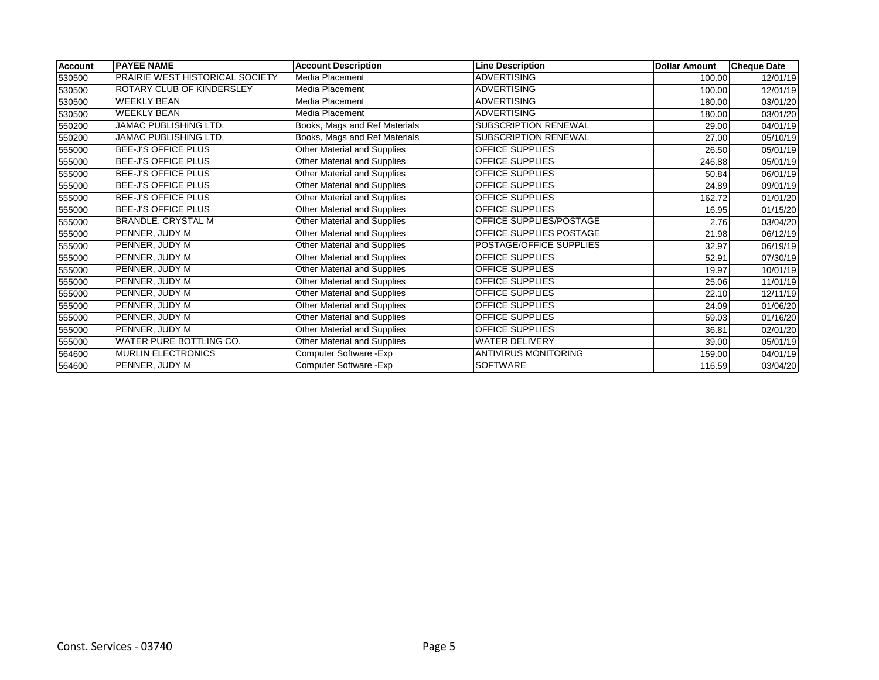| Account | PAYEE NAME | Account Description | Line Description | Dollar Amount | Cheque Date |
|---|---|---|---|---|---|
| 530500 | PRAIRIE WEST HISTORICAL SOCIETY | Media Placement | ADVERTISING | 100.00 | 12/01/19 |
| 530500 | ROTARY CLUB OF KINDERSLEY | Media Placement | ADVERTISING | 100.00 | 12/01/19 |
| 530500 | WEEKLY BEAN | Media Placement | ADVERTISING | 180.00 | 03/01/20 |
| 530500 | WEEKLY BEAN | Media Placement | ADVERTISING | 180.00 | 03/01/20 |
| 550200 | JAMAC PUBLISHING LTD. | Books, Mags and Ref Materials | SUBSCRIPTION RENEWAL | 29.00 | 04/01/19 |
| 550200 | JAMAC PUBLISHING LTD. | Books, Mags and Ref Materials | SUBSCRIPTION RENEWAL | 27.00 | 05/10/19 |
| 555000 | BEE-J'S OFFICE PLUS | Other Material and Supplies | OFFICE SUPPLIES | 26.50 | 05/01/19 |
| 555000 | BEE-J'S OFFICE PLUS | Other Material and Supplies | OFFICE SUPPLIES | 246.88 | 05/01/19 |
| 555000 | BEE-J'S OFFICE PLUS | Other Material and Supplies | OFFICE SUPPLIES | 50.84 | 06/01/19 |
| 555000 | BEE-J'S OFFICE PLUS | Other Material and Supplies | OFFICE SUPPLIES | 24.89 | 09/01/19 |
| 555000 | BEE-J'S OFFICE PLUS | Other Material and Supplies | OFFICE SUPPLIES | 162.72 | 01/01/20 |
| 555000 | BEE-J'S OFFICE PLUS | Other Material and Supplies | OFFICE SUPPLIES | 16.95 | 01/15/20 |
| 555000 | BRANDLE, CRYSTAL M | Other Material and Supplies | OFFICE SUPPLIES/POSTAGE | 2.76 | 03/04/20 |
| 555000 | PENNER, JUDY M | Other Material and Supplies | OFFICE SUPPLIES POSTAGE | 21.98 | 06/12/19 |
| 555000 | PENNER, JUDY M | Other Material and Supplies | POSTAGE/OFFICE SUPPLIES | 32.97 | 06/19/19 |
| 555000 | PENNER, JUDY M | Other Material and Supplies | OFFICE SUPPLIES | 52.91 | 07/30/19 |
| 555000 | PENNER, JUDY M | Other Material and Supplies | OFFICE SUPPLIES | 19.97 | 10/01/19 |
| 555000 | PENNER, JUDY M | Other Material and Supplies | OFFICE SUPPLIES | 25.06 | 11/01/19 |
| 555000 | PENNER, JUDY M | Other Material and Supplies | OFFICE SUPPLIES | 22.10 | 12/11/19 |
| 555000 | PENNER, JUDY M | Other Material and Supplies | OFFICE SUPPLIES | 24.09 | 01/06/20 |
| 555000 | PENNER, JUDY M | Other Material and Supplies | OFFICE SUPPLIES | 59.03 | 01/16/20 |
| 555000 | PENNER, JUDY M | Other Material and Supplies | OFFICE SUPPLIES | 36.81 | 02/01/20 |
| 555000 | WATER PURE BOTTLING CO. | Other Material and Supplies | WATER DELIVERY | 39.00 | 05/01/19 |
| 564600 | MURLIN ELECTRONICS | Computer Software -Exp | ANTIVIRUS MONITORING | 159.00 | 04/01/19 |
| 564600 | PENNER, JUDY M | Computer Software -Exp | SOFTWARE | 116.59 | 03/04/20 |

Const. Services - 03740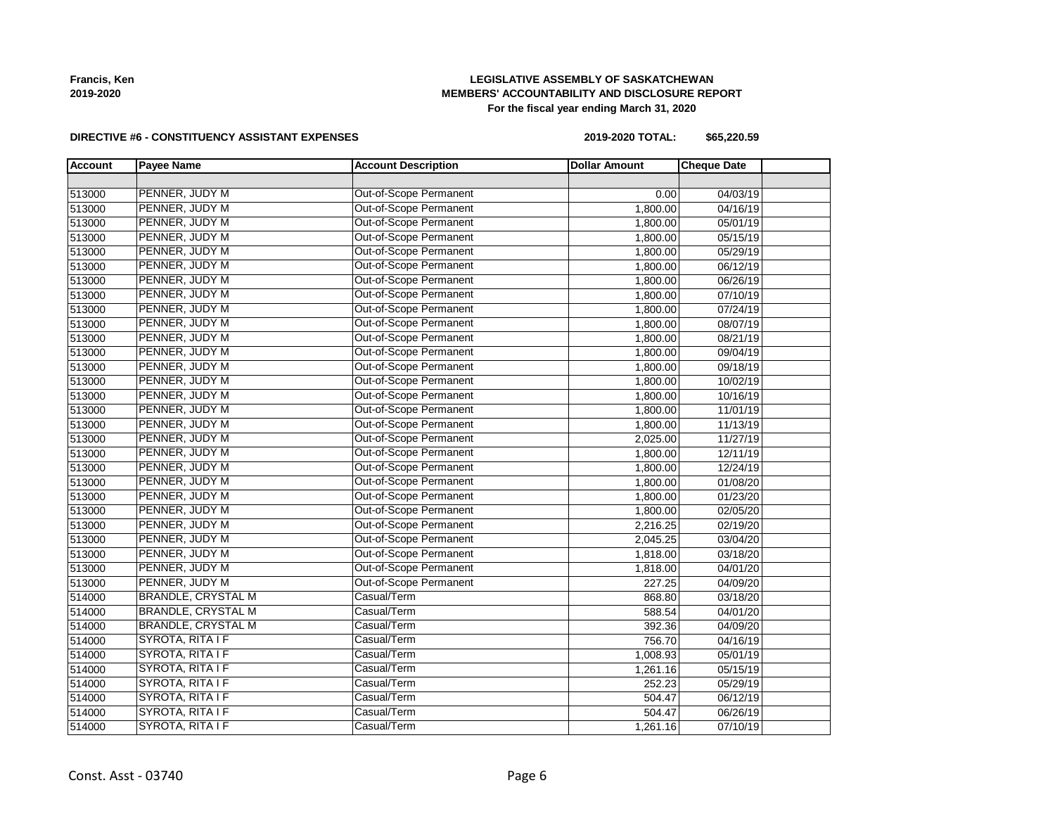**Francis, Ken**
**2019-2020**

**LEGISLATIVE ASSEMBLY OF SASKATCHEWAN**
**MEMBERS' ACCOUNTABILITY AND DISCLOSURE REPORT**
**For the fiscal year ending March 31, 2020**

**DIRECTIVE #6 - CONSTITUENCY ASSISTANT EXPENSES**

**2019-2020 TOTAL: $65,220.59**

| Account | Payee Name | Account Description | Dollar Amount | Cheque Date | |
|---|---|---|---|---|---|
| | | | | | |
| 513000 | PENNER, JUDY M | Out-of-Scope Permanent | 0.00 | 04/03/19 | |
| 513000 | PENNER, JUDY M | Out-of-Scope Permanent | 1,800.00 | 04/16/19 | |
| 513000 | PENNER, JUDY M | Out-of-Scope Permanent | 1,800.00 | 05/01/19 | |
| 513000 | PENNER, JUDY M | Out-of-Scope Permanent | 1,800.00 | 05/15/19 | |
| 513000 | PENNER, JUDY M | Out-of-Scope Permanent | 1,800.00 | 05/29/19 | |
| 513000 | PENNER, JUDY M | Out-of-Scope Permanent | 1,800.00 | 06/12/19 | |
| 513000 | PENNER, JUDY M | Out-of-Scope Permanent | 1,800.00 | 06/26/19 | |
| 513000 | PENNER, JUDY M | Out-of-Scope Permanent | 1,800.00 | 07/10/19 | |
| 513000 | PENNER, JUDY M | Out-of-Scope Permanent | 1,800.00 | 07/24/19 | |
| 513000 | PENNER, JUDY M | Out-of-Scope Permanent | 1,800.00 | 08/07/19 | |
| 513000 | PENNER, JUDY M | Out-of-Scope Permanent | 1,800.00 | 08/21/19 | |
| 513000 | PENNER, JUDY M | Out-of-Scope Permanent | 1,800.00 | 09/04/19 | |
| 513000 | PENNER, JUDY M | Out-of-Scope Permanent | 1,800.00 | 09/18/19 | |
| 513000 | PENNER, JUDY M | Out-of-Scope Permanent | 1,800.00 | 10/02/19 | |
| 513000 | PENNER, JUDY M | Out-of-Scope Permanent | 1,800.00 | 10/16/19 | |
| 513000 | PENNER, JUDY M | Out-of-Scope Permanent | 1,800.00 | 11/01/19 | |
| 513000 | PENNER, JUDY M | Out-of-Scope Permanent | 1,800.00 | 11/13/19 | |
| 513000 | PENNER, JUDY M | Out-of-Scope Permanent | 2,025.00 | 11/27/19 | |
| 513000 | PENNER, JUDY M | Out-of-Scope Permanent | 1,800.00 | 12/11/19 | |
| 513000 | PENNER, JUDY M | Out-of-Scope Permanent | 1,800.00 | 12/24/19 | |
| 513000 | PENNER, JUDY M | Out-of-Scope Permanent | 1,800.00 | 01/08/20 | |
| 513000 | PENNER, JUDY M | Out-of-Scope Permanent | 1,800.00 | 01/23/20 | |
| 513000 | PENNER, JUDY M | Out-of-Scope Permanent | 1,800.00 | 02/05/20 | |
| 513000 | PENNER, JUDY M | Out-of-Scope Permanent | 2,216.25 | 02/19/20 | |
| 513000 | PENNER, JUDY M | Out-of-Scope Permanent | 2,045.25 | 03/04/20 | |
| 513000 | PENNER, JUDY M | Out-of-Scope Permanent | 1,818.00 | 03/18/20 | |
| 513000 | PENNER, JUDY M | Out-of-Scope Permanent | 1,818.00 | 04/01/20 | |
| 513000 | PENNER, JUDY M | Out-of-Scope Permanent | 227.25 | 04/09/20 | |
| 514000 | BRANDLE, CRYSTAL M | Casual/Term | 868.80 | 03/18/20 | |
| 514000 | BRANDLE, CRYSTAL M | Casual/Term | 588.54 | 04/01/20 | |
| 514000 | BRANDLE, CRYSTAL M | Casual/Term | 392.36 | 04/09/20 | |
| 514000 | SYROTA, RITA I F | Casual/Term | 756.70 | 04/16/19 | |
| 514000 | SYROTA, RITA I F | Casual/Term | 1,008.93 | 05/01/19 | |
| 514000 | SYROTA, RITA I F | Casual/Term | 1,261.16 | 05/15/19 | |
| 514000 | SYROTA, RITA I F | Casual/Term | 252.23 | 05/29/19 | |
| 514000 | SYROTA, RITA I F | Casual/Term | 504.47 | 06/12/19 | |
| 514000 | SYROTA, RITA I F | Casual/Term | 504.47 | 06/26/19 | |
| 514000 | SYROTA, RITA I F | Casual/Term | 1,261.16 | 07/10/19 | |

Const. Asst - 03740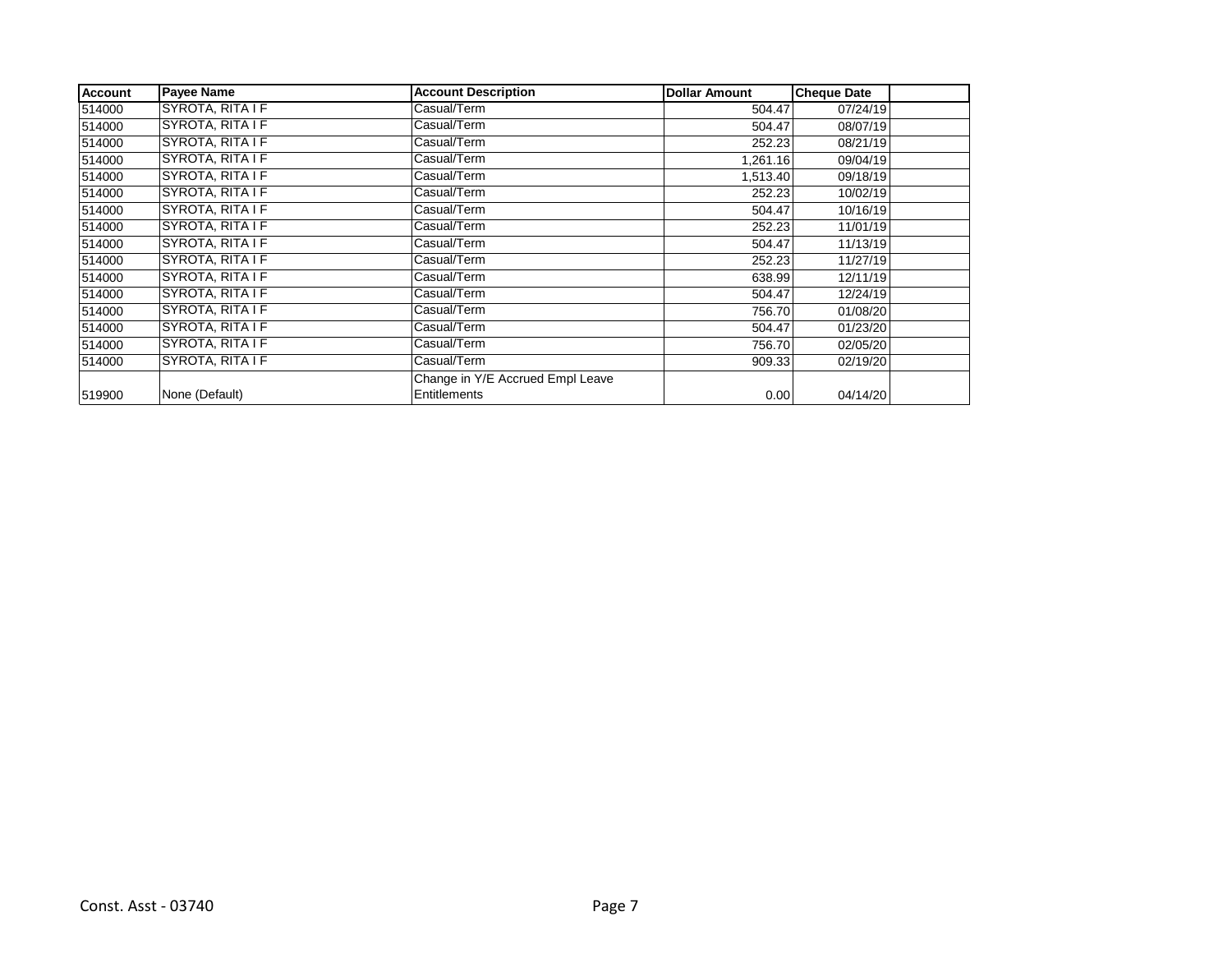| Account | Payee Name | Account Description | Dollar Amount | Cheque Date | |
|---|---|---|---|---|---|
| 514000 | SYROTA, RITA I F | Casual/Term | 504.47 | 07/24/19 | |
| 514000 | SYROTA, RITA I F | Casual/Term | 504.47 | 08/07/19 | |
| 514000 | SYROTA, RITA I F | Casual/Term | 252.23 | 08/21/19 | |
| 514000 | SYROTA, RITA I F | Casual/Term | 1,261.16 | 09/04/19 | |
| 514000 | SYROTA, RITA I F | Casual/Term | 1,513.40 | 09/18/19 | |
| 514000 | SYROTA, RITA I F | Casual/Term | 252.23 | 10/02/19 | |
| 514000 | SYROTA, RITA I F | Casual/Term | 504.47 | 10/16/19 | |
| 514000 | SYROTA, RITA I F | Casual/Term | 252.23 | 11/01/19 | |
| 514000 | SYROTA, RITA I F | Casual/Term | 504.47 | 11/13/19 | |
| 514000 | SYROTA, RITA I F | Casual/Term | 252.23 | 11/27/19 | |
| 514000 | SYROTA, RITA I F | Casual/Term | 638.99 | 12/11/19 | |
| 514000 | SYROTA, RITA I F | Casual/Term | 504.47 | 12/24/19 | |
| 514000 | SYROTA, RITA I F | Casual/Term | 756.70 | 01/08/20 | |
| 514000 | SYROTA, RITA I F | Casual/Term | 504.47 | 01/23/20 | |
| 514000 | SYROTA, RITA I F | Casual/Term | 756.70 | 02/05/20 | |
| 514000 | SYROTA, RITA I F | Casual/Term | 909.33 | 02/19/20 | |
| 519900 | None (Default) | Change in Y/E Accrued Empl Leave Entitlements | 0.00 | 04/14/20 | |

Const. Asst - 03740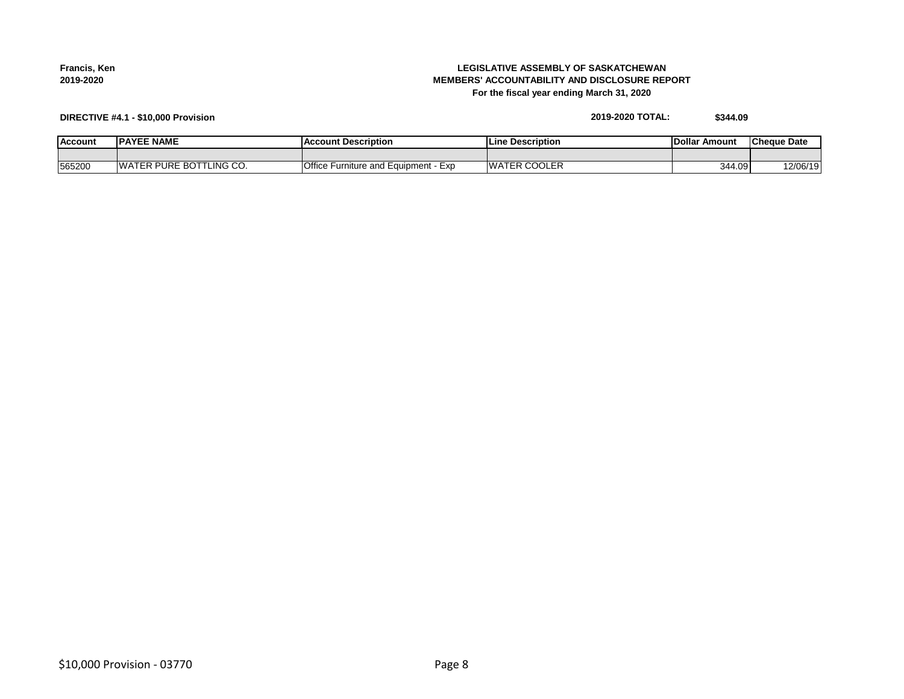Francis, Ken
2019-2020

**LEGISLATIVE ASSEMBLY OF SASKATCHEWAN**
**MEMBERS' ACCOUNTABILITY AND DISCLOSURE REPORT**
**For the fiscal year ending March 31, 2020**

**DIRECTIVE #4.1 - $10,000 Provision**

**2019-2020 TOTAL: $344.09**

| Account | PAYEE NAME | Account Description | Line Description | Dollar Amount | Cheque Date |
|---|---|---|---|---|---|
| | | | | | |
| 565200 | WATER PURE BOTTLING CO. | Office Furniture and Equipment - Exp | WATER COOLER | 344.09 | 12/06/19 |

$10,000 Provision - 03770